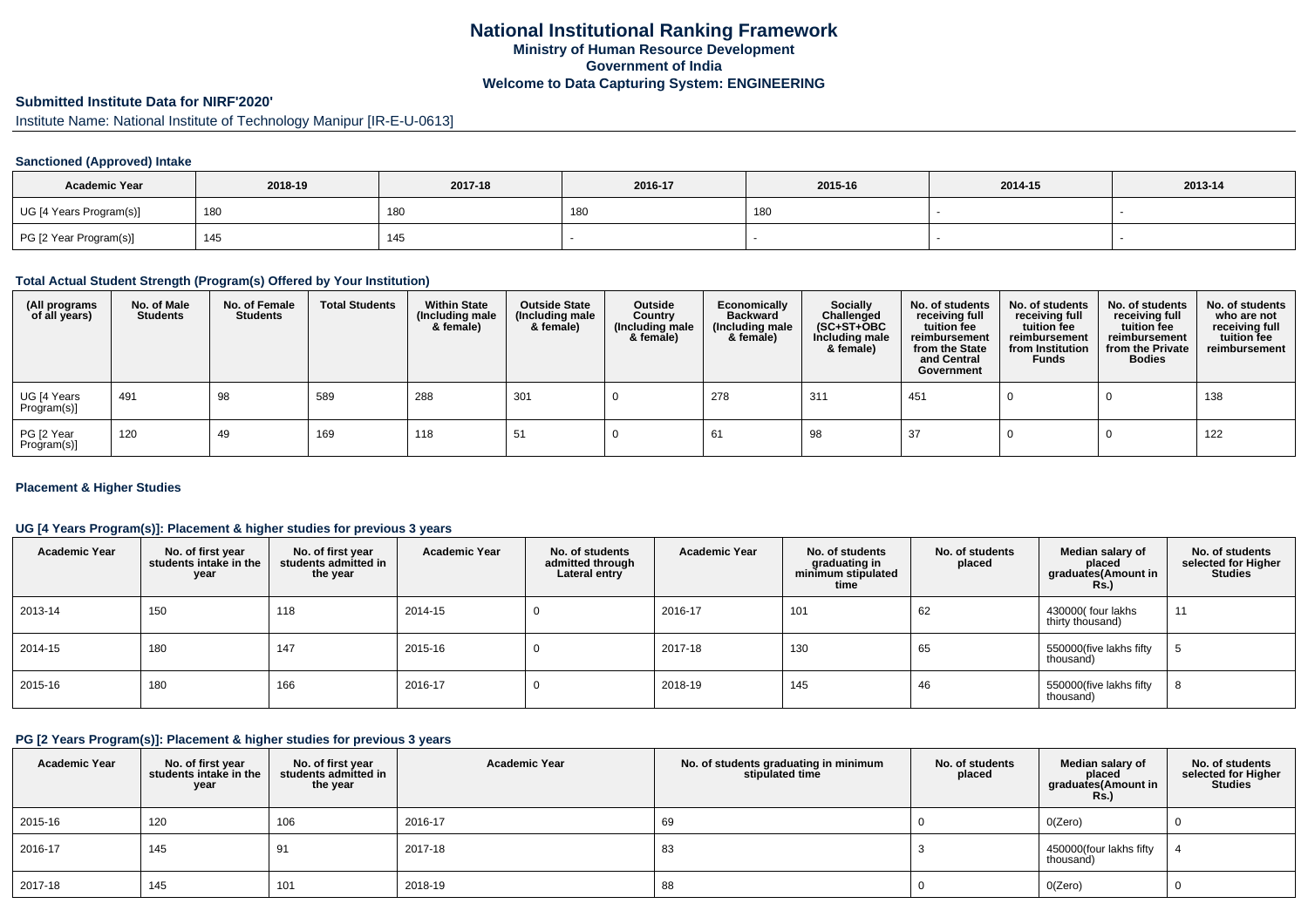# National Institutional Ranking Framework

**Ministry of Human Resource Development**

**Government of India**

**Welcome to Data Capturing System: ENGINEERING**

## Submitted Institute Data for NIRF'2020'

Institute Name: National Institute of Technology Manipur [IR-E-U-0613]

### Sanctioned (Approved) Intake

| Academic Year | 2018-19 | 2017-18 | 2016-17 | 2015-16 | 2014-15 | 2013-14 |
|---|---|---|---|---|---|---|
| UG [4 Years Program(s)] | 180 | 180 | 180 | 180 | - | - |
| PG [2 Year Program(s)] | 145 | 145 | - | - | - | - |

### Total Actual Student Strength (Program(s) Offered by Your Institution)

| (All programs of all years) | No. of Male Students | No. of Female Students | Total Students | Within State (Including male & female) | Outside State (Including male & female) | Outside Country (Including male & female) | Economically Backward (Including male & female) | Socially Challenged (SC+ST+OBC Including male & female) | No. of students receiving full tuition fee reimbursement from the State and Central Government | No. of students receiving full tuition fee reimbursement from Institution Funds | No. of students receiving full tuition fee reimbursement from the Private Bodies | No. of students who are not receiving full tuition fee reimbursement |
|---|---|---|---|---|---|---|---|---|---|---|---|---|
| UG [4 Years Program(s)] | 491 | 98 | 589 | 288 | 301 | 0 | 278 | 311 | 451 | 0 | 0 | 138 |
| PG [2 Year Program(s)] | 120 | 49 | 169 | 118 | 51 | 0 | 61 | 98 | 37 | 0 | 0 | 122 |

### Placement & Higher Studies

### UG [4 Years Program(s)]: Placement & higher studies for previous 3 years

| Academic Year | No. of first year students intake in the year | No. of first year students admitted in the year | Academic Year | No. of students admitted through Lateral entry | Academic Year | No. of students graduating in minimum stipulated time | No. of students placed | Median salary of placed graduates(Amount in Rs.) | No. of students selected for Higher Studies |
|---|---|---|---|---|---|---|---|---|---|
| 2013-14 | 150 | 118 | 2014-15 | 0 | 2016-17 | 101 | 62 | 430000( four lakhs thirty thousand) | 11 |
| 2014-15 | 180 | 147 | 2015-16 | 0 | 2017-18 | 130 | 65 | 550000(five lakhs fifty thousand) | 5 |
| 2015-16 | 180 | 166 | 2016-17 | 0 | 2018-19 | 145 | 46 | 550000(five lakhs fifty thousand) | 8 |

### PG [2 Years Program(s)]: Placement & higher studies for previous 3 years

| Academic Year | No. of first year students intake in the year | No. of first year students admitted in the year | Academic Year | No. of students graduating in minimum stipulated time | No. of students placed | Median salary of placed graduates(Amount in Rs.) | No. of students selected for Higher Studies |
|---|---|---|---|---|---|---|---|
| 2015-16 | 120 | 106 | 2016-17 | 69 | 0 | 0(Zero) | 0 |
| 2016-17 | 145 | 91 | 2017-18 | 83 | 3 | 450000(four lakhs fifty thousand) | 4 |
| 2017-18 | 145 | 101 | 2018-19 | 88 | 0 | 0(Zero) | 0 |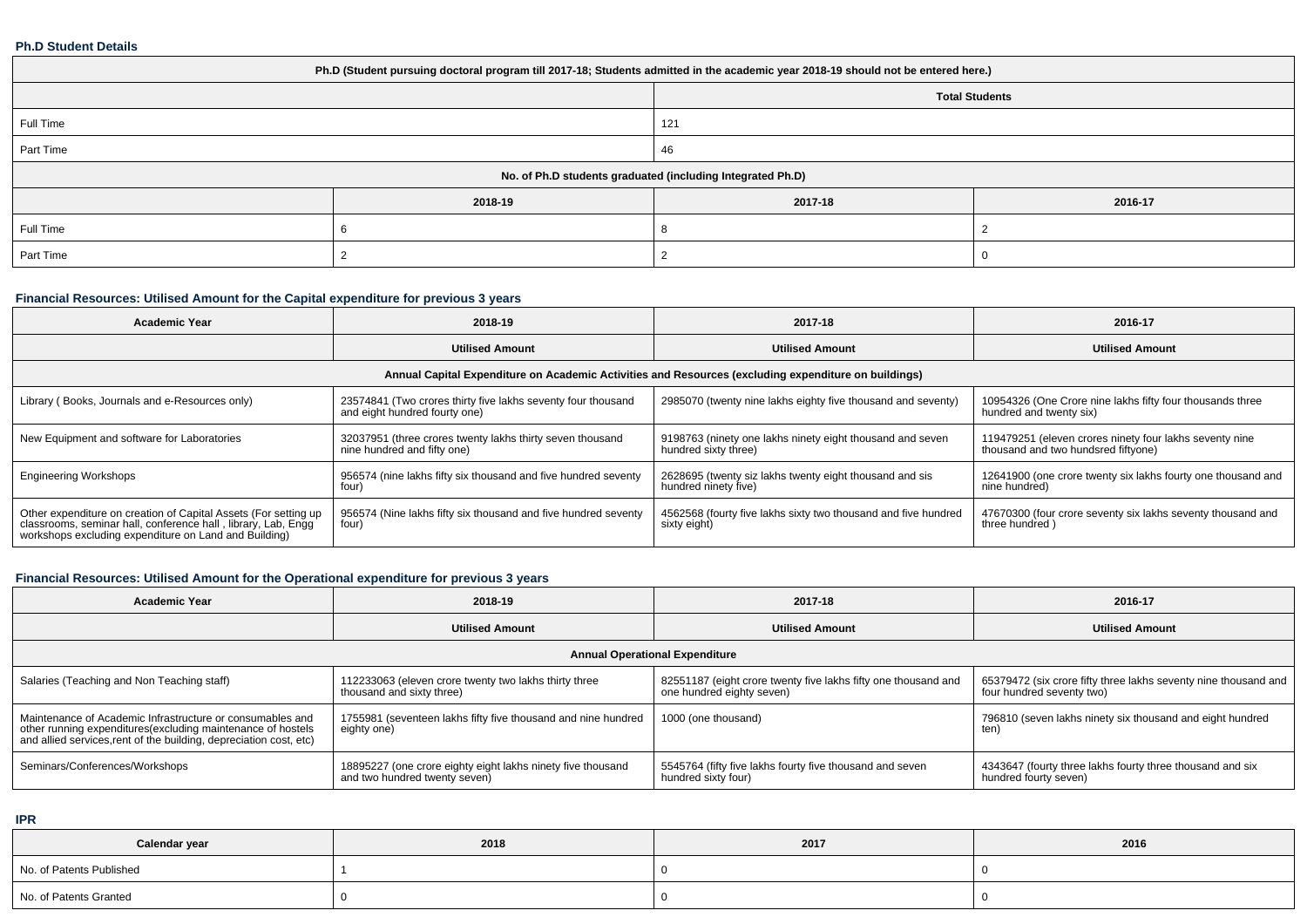### Ph.D Student Details

| Ph.D (Student pursuing doctoral program till 2017-18; Students admitted in the academic year 2018-19 should not be entered here.) | | | |
|---|---|---|---|
| | | Total Students | |
| Full Time | | 121 | |
| Part Time | | 46 | |
| No. of Ph.D students graduated (including Integrated Ph.D) | | | |
| | 2018-19 | 2017-18 | 2016-17 |
| Full Time | 6 | 8 | 2 |
| Part Time | 2 | 2 | 0 |

### Financial Resources: Utilised Amount for the Capital expenditure for previous 3 years

| Academic Year | 2018-19 | 2017-18 | 2016-17 |
|---|---|---|---|
| | Utilised Amount | Utilised Amount | Utilised Amount |
| Annual Capital Expenditure on Academic Activities and Resources (excluding expenditure on buildings) | | | |
| Library ( Books, Journals and e-Resources only) | 23574841 (Two crores thirty five lakhs seventy four thousand and eight hundred fourty one) | 2985070 (twenty nine lakhs eighty five thousand and seventy) | 10954326 (One Crore nine lakhs fifty four thousands three hundred and twenty six) |
| New Equipment and software for Laboratories | 32037951 (three crores twenty lakhs thirty seven thousand nine hundred and fifty one) | 9198763 (ninety one lakhs ninety eight thousand and seven hundred sixty three) | 119479251 (eleven crores ninety four lakhs seventy nine thousand and two hundsred fiftyone) |
| Engineering Workshops | 956574 (nine lakhs fifty six thousand and five hundred seventy four) | 2628695 (twenty siz lakhs twenty eight thousand and sis hundred ninety five) | 12641900 (one crore twenty six lakhs fourty one thousand and nine hundred) |
| Other expenditure on creation of Capital Assets (For setting up classrooms, seminar hall, conference hall , library, Lab, Engg workshops excluding expenditure on Land and Building) | 956574 (Nine lakhs fifty six thousand and five hundred seventy four) | 4562568 (fourty five lakhs sixty two thousand and five hundred sixty eight) | 47670300 (four crore seventy six lakhs seventy thousand and three hundred ) |

### Financial Resources: Utilised Amount for the Operational expenditure for previous 3 years

| Academic Year | 2018-19 | 2017-18 | 2016-17 |
|---|---|---|---|
| | Utilised Amount | Utilised Amount | Utilised Amount |
| Annual Operational Expenditure | | | |
| Salaries (Teaching and Non Teaching staff) | 112233063 (eleven crore twenty two lakhs thirty three thousand and sixty three) | 82551187 (eight crore twenty five lakhs fifty one thousand and one hundred eighty seven) | 65379472 (six crore fifty three lakhs seventy nine thousand and four hundred seventy two) |
| Maintenance of Academic Infrastructure or consumables and other running expenditures(excluding maintenance of hostels and allied services,rent of the building, depreciation cost, etc) | 1755981 (seventeen lakhs fifty five thousand and nine hundred eighty one) | 1000 (one thousand) | 796810 (seven lakhs ninety six thousand and eight hundred ten) |
| Seminars/Conferences/Workshops | 18895227 (one crore eighty eight lakhs ninety five thousand and two hundred twenty seven) | 5545764 (fifty five lakhs fourty five thousand and seven hundred sixty four) | 4343647 (fourty three lakhs fourty three thousand and six hundred fourty seven) |

### IPR

| Calendar year | 2018 | 2017 | 2016 |
|---|---|---|---|
| No. of Patents Published | 1 | 0 | 0 |
| No. of Patents Granted | 0 | 0 | 0 |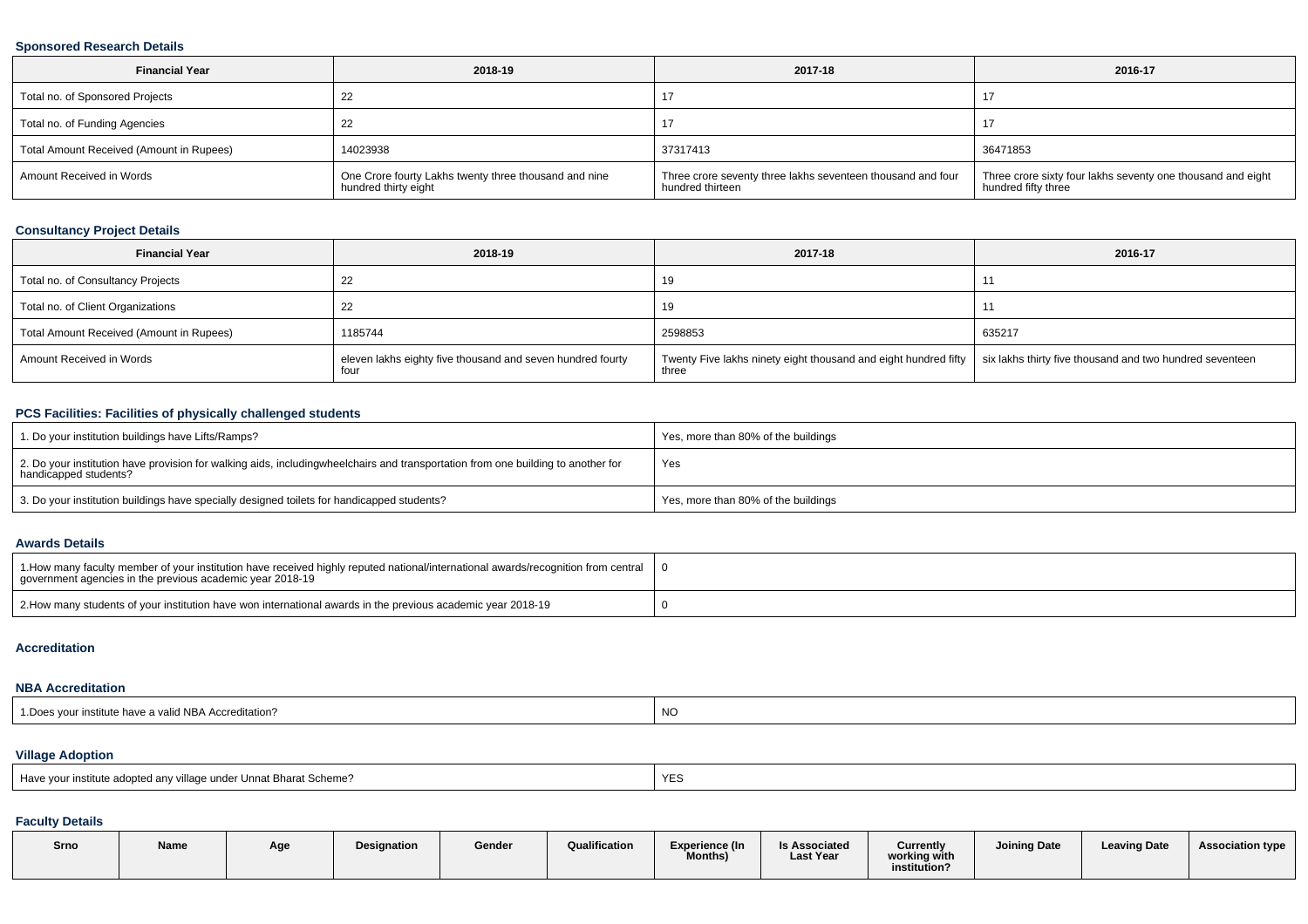### Sponsored Research Details

| Financial Year | 2018-19 | 2017-18 | 2016-17 |
| --- | --- | --- | --- |
| Total no. of Sponsored Projects | 22 | 17 | 17 |
| Total no. of Funding Agencies | 22 | 17 | 17 |
| Total Amount Received (Amount in Rupees) | 14023938 | 37317413 | 36471853 |
| Amount Received in Words | One Crore fourty Lakhs twenty three thousand and nine hundred thirty eight | Three crore seventy three lakhs seventeen thousand and four hundred thirteen | Three crore sixty four lakhs seventy one thousand and eight hundred fifty three |

### Consultancy Project Details

| Financial Year | 2018-19 | 2017-18 | 2016-17 |
| --- | --- | --- | --- |
| Total no. of Consultancy Projects | 22 | 19 | 11 |
| Total no. of Client Organizations | 22 | 19 | 11 |
| Total Amount Received (Amount in Rupees) | 1185744 | 2598853 | 635217 |
| Amount Received in Words | eleven lakhs eighty five thousand and seven hundred fourty four | Twenty Five lakhs ninety eight thousand and eight hundred fifty three | six lakhs thirty five thousand and two hundred seventeen |

### PCS Facilities: Facilities of physically challenged students

| | |
| --- | --- |
| 1. Do your institution buildings have Lifts/Ramps? | Yes, more than 80% of the buildings |
| 2. Do your institution have provision for walking aids, includingwheelchairs and transportation from one building to another for handicapped students? | Yes |
| 3. Do your institution buildings have specially designed toilets for handicapped students? | Yes, more than 80% of the buildings |

### Awards Details

| | |
| --- | --- |
| 1.How many faculty member of your institution have received highly reputed national/international awards/recognition from central government agencies in the previous academic year 2018-19 | 0 |
| 2.How many students of your institution have won international awards in the previous academic year 2018-19 | 0 |

### Accreditation

### NBA Accreditation

| | |
| --- | --- |
| 1.Does your institute have a valid NBA Accreditation? | NO |

### Village Adoption

| | |
| --- | --- |
| Have your institute adopted any village under Unnat Bharat Scheme? | YES |

### Faculty Details

| Srno | Name | Age | Designation | Gender | Qualification | Experience (In Months) | Is Associated Last Year | Currently working with institution? | Joining Date | Leaving Date | Association type |
| --- | --- | --- | --- | --- | --- | --- | --- | --- | --- | --- | --- |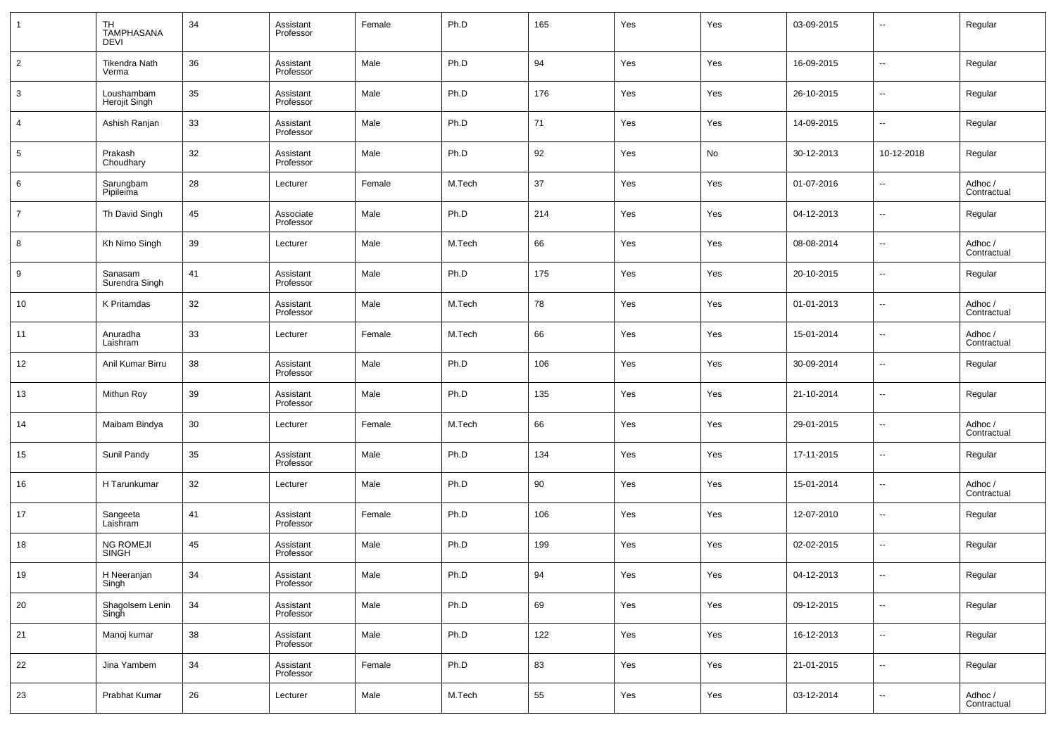| | | | | | | | | | | | |
|---|---|---|---|---|---|---|---|---|---|---|---|
| 1 | TH TAMPHASANA DEVI | 34 | Assistant Professor | Female | Ph.D | 165 | Yes | Yes | 03-09-2015 | -- | Regular |
| 2 | Tikendra Nath Verma | 36 | Assistant Professor | Male | Ph.D | 94 | Yes | Yes | 16-09-2015 | -- | Regular |
| 3 | Loushambam Herojit Singh | 35 | Assistant Professor | Male | Ph.D | 176 | Yes | Yes | 26-10-2015 | -- | Regular |
| 4 | Ashish Ranjan | 33 | Assistant Professor | Male | Ph.D | 71 | Yes | Yes | 14-09-2015 | -- | Regular |
| 5 | Prakash Choudhary | 32 | Assistant Professor | Male | Ph.D | 92 | Yes | No | 30-12-2013 | 10-12-2018 | Regular |
| 6 | Sarungbam Pipileima | 28 | Lecturer | Female | M.Tech | 37 | Yes | Yes | 01-07-2016 | -- | Adhoc / Contractual |
| 7 | Th David Singh | 45 | Associate Professor | Male | Ph.D | 214 | Yes | Yes | 04-12-2013 | -- | Regular |
| 8 | Kh Nimo Singh | 39 | Lecturer | Male | M.Tech | 66 | Yes | Yes | 08-08-2014 | -- | Adhoc / Contractual |
| 9 | Sanasam Surendra Singh | 41 | Assistant Professor | Male | Ph.D | 175 | Yes | Yes | 20-10-2015 | -- | Regular |
| 10 | K Pritamdas | 32 | Assistant Professor | Male | M.Tech | 78 | Yes | Yes | 01-01-2013 | -- | Adhoc / Contractual |
| 11 | Anuradha Laishram | 33 | Lecturer | Female | M.Tech | 66 | Yes | Yes | 15-01-2014 | -- | Adhoc / Contractual |
| 12 | Anil Kumar Birru | 38 | Assistant Professor | Male | Ph.D | 106 | Yes | Yes | 30-09-2014 | -- | Regular |
| 13 | Mithun Roy | 39 | Assistant Professor | Male | Ph.D | 135 | Yes | Yes | 21-10-2014 | -- | Regular |
| 14 | Maibam Bindya | 30 | Lecturer | Female | M.Tech | 66 | Yes | Yes | 29-01-2015 | -- | Adhoc / Contractual |
| 15 | Sunil Pandy | 35 | Assistant Professor | Male | Ph.D | 134 | Yes | Yes | 17-11-2015 | -- | Regular |
| 16 | H Tarunkumar | 32 | Lecturer | Male | Ph.D | 90 | Yes | Yes | 15-01-2014 | -- | Adhoc / Contractual |
| 17 | Sangeeta Laishram | 41 | Assistant Professor | Female | Ph.D | 106 | Yes | Yes | 12-07-2010 | -- | Regular |
| 18 | NG ROMEJI SINGH | 45 | Assistant Professor | Male | Ph.D | 199 | Yes | Yes | 02-02-2015 | -- | Regular |
| 19 | H Neeranjan Singh | 34 | Assistant Professor | Male | Ph.D | 94 | Yes | Yes | 04-12-2013 | -- | Regular |
| 20 | Shagolsem Lenin Singh | 34 | Assistant Professor | Male | Ph.D | 69 | Yes | Yes | 09-12-2015 | -- | Regular |
| 21 | Manoj kumar | 38 | Assistant Professor | Male | Ph.D | 122 | Yes | Yes | 16-12-2013 | -- | Regular |
| 22 | Jina Yambem | 34 | Assistant Professor | Female | Ph.D | 83 | Yes | Yes | 21-01-2015 | -- | Regular |
| 23 | Prabhat Kumar | 26 | Lecturer | Male | M.Tech | 55 | Yes | Yes | 03-12-2014 | -- | Adhoc / Contractual |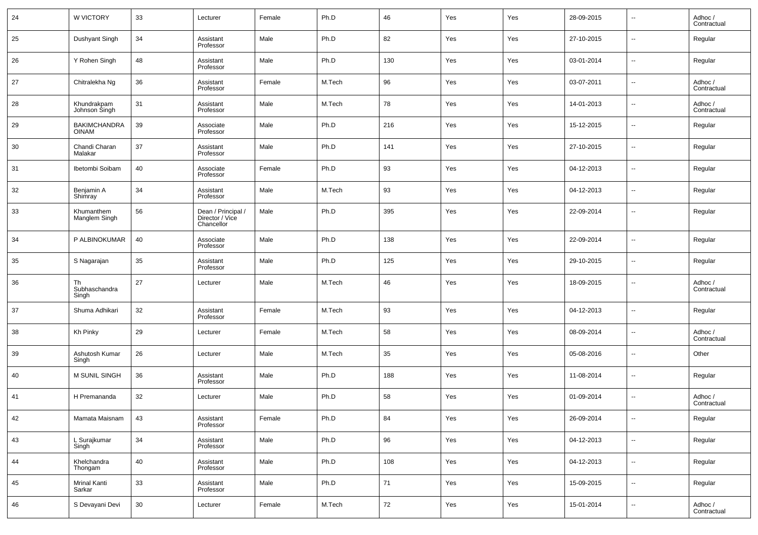| 24 | W VICTORY | 33 | Lecturer | Female | Ph.D | 46 | Yes | Yes | 28-09-2015 | -- | Adhoc / Contractual |
|---|---|---|---|---|---|---|---|---|---|---|---|
| 25 | Dushyant Singh | 34 | Assistant Professor | Male | Ph.D | 82 | Yes | Yes | 27-10-2015 | -- | Regular |
| 26 | Y Rohen Singh | 48 | Assistant Professor | Male | Ph.D | 130 | Yes | Yes | 03-01-2014 | -- | Regular |
| 27 | Chitralekha Ng | 36 | Assistant Professor | Female | M.Tech | 96 | Yes | Yes | 03-07-2011 | -- | Adhoc / Contractual |
| 28 | Khundrakpam Johnson Singh | 31 | Assistant Professor | Male | M.Tech | 78 | Yes | Yes | 14-01-2013 | -- | Adhoc / Contractual |
| 29 | BAKIMCHANDRA OINAM | 39 | Associate Professor | Male | Ph.D | 216 | Yes | Yes | 15-12-2015 | -- | Regular |
| 30 | Chandi Charan Malakar | 37 | Assistant Professor | Male | Ph.D | 141 | Yes | Yes | 27-10-2015 | -- | Regular |
| 31 | Ibetombi Soibam | 40 | Associate Professor | Female | Ph.D | 93 | Yes | Yes | 04-12-2013 | -- | Regular |
| 32 | Benjamin A Shimray | 34 | Assistant Professor | Male | M.Tech | 93 | Yes | Yes | 04-12-2013 | -- | Regular |
| 33 | Khumanthem Manglem Singh | 56 | Dean / Principal / Director / Vice Chancellor | Male | Ph.D | 395 | Yes | Yes | 22-09-2014 | -- | Regular |
| 34 | P ALBINOKUMAR | 40 | Associate Professor | Male | Ph.D | 138 | Yes | Yes | 22-09-2014 | -- | Regular |
| 35 | S Nagarajan | 35 | Assistant Professor | Male | Ph.D | 125 | Yes | Yes | 29-10-2015 | -- | Regular |
| 36 | Th Subhaschandra Singh | 27 | Lecturer | Male | M.Tech | 46 | Yes | Yes | 18-09-2015 | -- | Adhoc / Contractual |
| 37 | Shuma Adhikari | 32 | Assistant Professor | Female | M.Tech | 93 | Yes | Yes | 04-12-2013 | -- | Regular |
| 38 | Kh Pinky | 29 | Lecturer | Female | M.Tech | 58 | Yes | Yes | 08-09-2014 | -- | Adhoc / Contractual |
| 39 | Ashutosh Kumar Singh | 26 | Lecturer | Male | M.Tech | 35 | Yes | Yes | 05-08-2016 | -- | Other |
| 40 | M SUNIL SINGH | 36 | Assistant Professor | Male | Ph.D | 188 | Yes | Yes | 11-08-2014 | -- | Regular |
| 41 | H Premananda | 32 | Lecturer | Male | Ph.D | 58 | Yes | Yes | 01-09-2014 | -- | Adhoc / Contractual |
| 42 | Mamata Maisnam | 43 | Assistant Professor | Female | Ph.D | 84 | Yes | Yes | 26-09-2014 | -- | Regular |
| 43 | L Surajkumar Singh | 34 | Assistant Professor | Male | Ph.D | 96 | Yes | Yes | 04-12-2013 | -- | Regular |
| 44 | Khelchandra Thongam | 40 | Assistant Professor | Male | Ph.D | 108 | Yes | Yes | 04-12-2013 | -- | Regular |
| 45 | Mrinal Kanti Sarkar | 33 | Assistant Professor | Male | Ph.D | 71 | Yes | Yes | 15-09-2015 | -- | Regular |
| 46 | S Devayani Devi | 30 | Lecturer | Female | M.Tech | 72 | Yes | Yes | 15-01-2014 | -- | Adhoc / Contractual |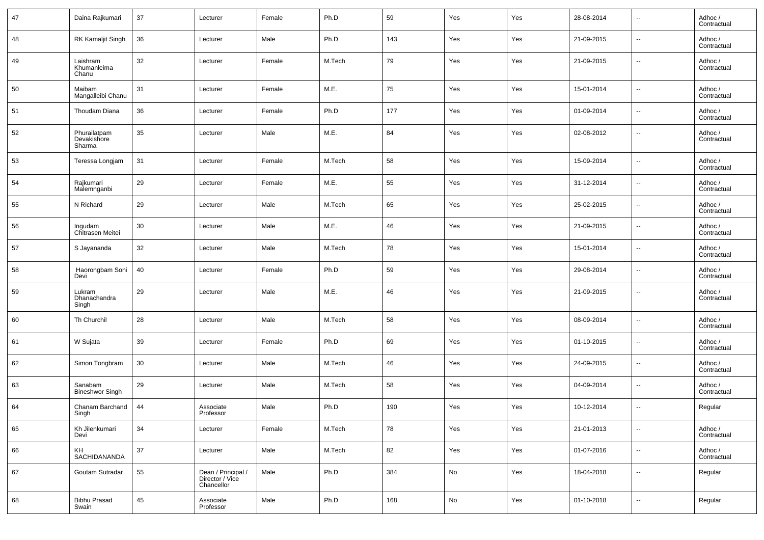| 47 | Daina Rajkumari | 37 | Lecturer | Female | Ph.D | 59 | Yes | Yes | 28-08-2014 | -- | Adhoc / Contractual |
|---|---|---|---|---|---|---|---|---|---|---|---|
| 48 | RK Kamaljit Singh | 36 | Lecturer | Male | Ph.D | 143 | Yes | Yes | 21-09-2015 | -- | Adhoc / Contractual |
| 49 | Laishram Khumanleima Chanu | 32 | Lecturer | Female | M.Tech | 79 | Yes | Yes | 21-09-2015 | -- | Adhoc / Contractual |
| 50 | Maibam Mangalleibi Chanu | 31 | Lecturer | Female | M.E. | 75 | Yes | Yes | 15-01-2014 | -- | Adhoc / Contractual |
| 51 | Thoudam Diana | 36 | Lecturer | Female | Ph.D | 177 | Yes | Yes | 01-09-2014 | -- | Adhoc / Contractual |
| 52 | Phurailatpam Devakishore Sharma | 35 | Lecturer | Male | M.E. | 84 | Yes | Yes | 02-08-2012 | -- | Adhoc / Contractual |
| 53 | Teressa Longjam | 31 | Lecturer | Female | M.Tech | 58 | Yes | Yes | 15-09-2014 | -- | Adhoc / Contractual |
| 54 | Rajkumari Malemnganbi | 29 | Lecturer | Female | M.E. | 55 | Yes | Yes | 31-12-2014 | -- | Adhoc / Contractual |
| 55 | N Richard | 29 | Lecturer | Male | M.Tech | 65 | Yes | Yes | 25-02-2015 | -- | Adhoc / Contractual |
| 56 | Ingudam Chitrasen Meitei | 30 | Lecturer | Male | M.E. | 46 | Yes | Yes | 21-09-2015 | -- | Adhoc / Contractual |
| 57 | S Jayananda | 32 | Lecturer | Male | M.Tech | 78 | Yes | Yes | 15-01-2014 | -- | Adhoc / Contractual |
| 58 | Haorongbam Soni Devi | 40 | Lecturer | Female | Ph.D | 59 | Yes | Yes | 29-08-2014 | -- | Adhoc / Contractual |
| 59 | Lukram Dhanachandra Singh | 29 | Lecturer | Male | M.E. | 46 | Yes | Yes | 21-09-2015 | -- | Adhoc / Contractual |
| 60 | Th Churchil | 28 | Lecturer | Male | M.Tech | 58 | Yes | Yes | 08-09-2014 | -- | Adhoc / Contractual |
| 61 | W Sujata | 39 | Lecturer | Female | Ph.D | 69 | Yes | Yes | 01-10-2015 | -- | Adhoc / Contractual |
| 62 | Simon Tongbram | 30 | Lecturer | Male | M.Tech | 46 | Yes | Yes | 24-09-2015 | -- | Adhoc / Contractual |
| 63 | Sanabam Bineshwor Singh | 29 | Lecturer | Male | M.Tech | 58 | Yes | Yes | 04-09-2014 | -- | Adhoc / Contractual |
| 64 | Chanam Barchand Singh | 44 | Associate Professor | Male | Ph.D | 190 | Yes | Yes | 10-12-2014 | -- | Regular |
| 65 | Kh Jilenkumari Devi | 34 | Lecturer | Female | M.Tech | 78 | Yes | Yes | 21-01-2013 | -- | Adhoc / Contractual |
| 66 | KH SACHIDANANDA | 37 | Lecturer | Male | M.Tech | 82 | Yes | Yes | 01-07-2016 | -- | Adhoc / Contractual |
| 67 | Goutam Sutradar | 55 | Dean / Principal / Director / Vice Chancellor | Male | Ph.D | 384 | No | Yes | 18-04-2018 | -- | Regular |
| 68 | Bibhu Prasad Swain | 45 | Associate Professor | Male | Ph.D | 168 | No | Yes | 01-10-2018 | -- | Regular |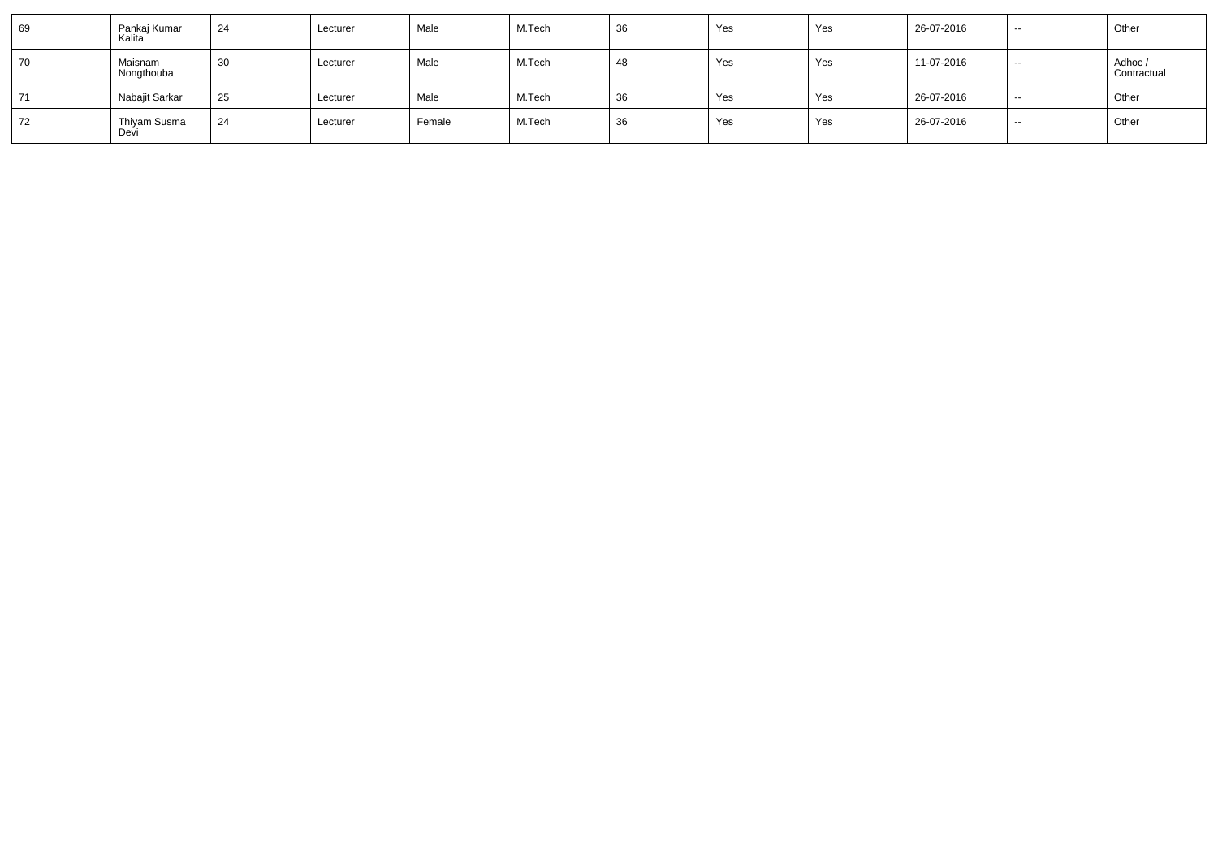| | | | | | | | | | | | |
|---|---|---|---|---|---|---|---|---|---|---|---|
| 69 | Pankaj Kumar Kalita | 24 | Lecturer | Male | M.Tech | 36 | Yes | Yes | 26-07-2016 | -- | Other |
| 70 | Maisnam Nongthouba | 30 | Lecturer | Male | M.Tech | 48 | Yes | Yes | 11-07-2016 | -- | Adhoc / Contractual |
| 71 | Nabajit Sarkar | 25 | Lecturer | Male | M.Tech | 36 | Yes | Yes | 26-07-2016 | -- | Other |
| 72 | Thiyam Susma Devi | 24 | Lecturer | Female | M.Tech | 36 | Yes | Yes | 26-07-2016 | -- | Other |